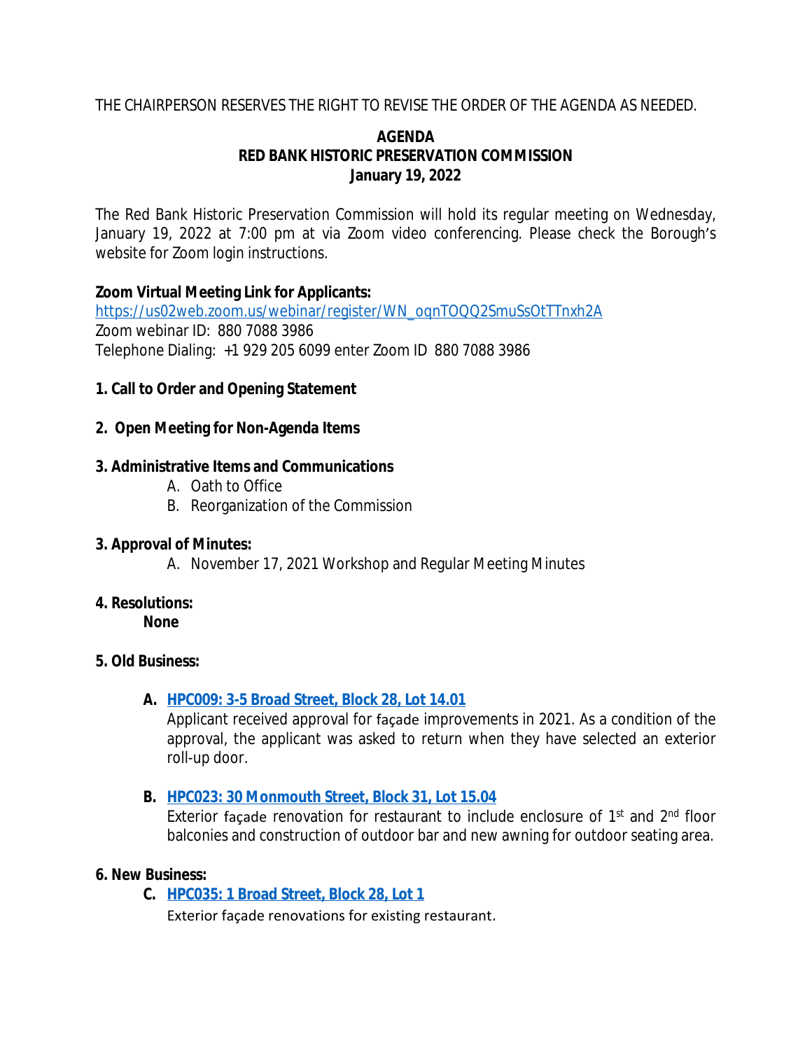THE CHAIRPERSON RESERVES THE RIGHT TO REVISE THE ORDER OF THE AGENDA AS NEEDED.

# AGENDA
# RED BANK HISTORIC PRESERVATION COMMISSION
## January 19, 2022

The Red Bank Historic Preservation Commission will hold its regular meeting on Wednesday, January 19, 2022 at 7:00 pm at via Zoom video conferencing. Please check the Borough's website for Zoom login instructions.

**Zoom Virtual Meeting Link for Applicants:**
https://us02web.zoom.us/webinar/register/WN_oqnTOQQ2SmuSsOtTTnxh2A
Zoom webinar ID: 880 7088 3986
Telephone Dialing: +1 929 205 6099 enter Zoom ID 880 7088 3986

**1. Call to Order and Opening Statement**

**2. Open Meeting for Non-Agenda Items**

**3. Administrative Items and Communications**

A. Oath to Office
B. Reorganization of the Commission

**3. Approval of Minutes:**

A. November 17, 2021 Workshop and Regular Meeting Minutes

**4. Resolutions:**

**None**

**5. Old Business:**

**A. HPC009: 3-5 Broad Street, Block 28, Lot 14.01**
Applicant received approval for façade improvements in 2021. As a condition of the approval, the applicant was asked to return when they have selected an exterior roll-up door.

**B. HPC023: 30 Monmouth Street, Block 31, Lot 15.04**
Exterior façade renovation for restaurant to include enclosure of 1st and 2nd floor balconies and construction of outdoor bar and new awning for outdoor seating area.

**6. New Business:**

**C. HPC035: 1 Broad Street, Block 28, Lot 1**
Exterior façade renovations for existing restaurant.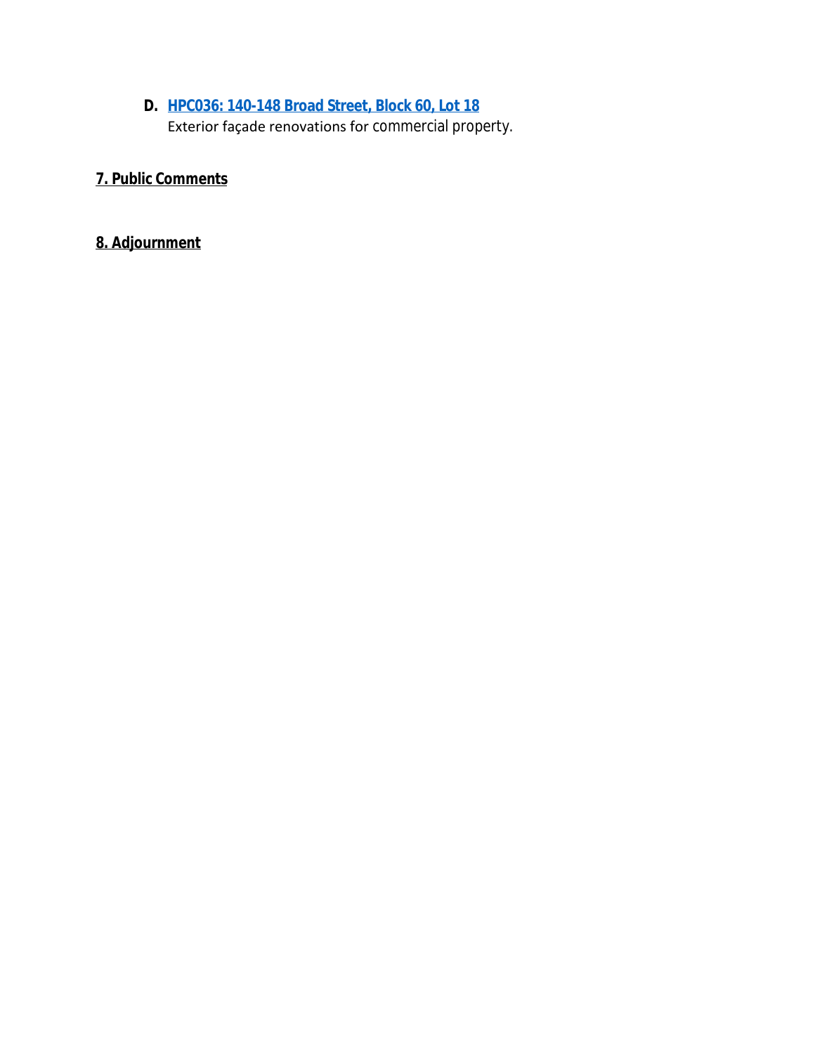**D. HPC036: 140-148 Broad Street, Block 60, Lot 18**

Exterior façade renovations for commercial property.

## 7. Public Comments

## 8. Adjournment